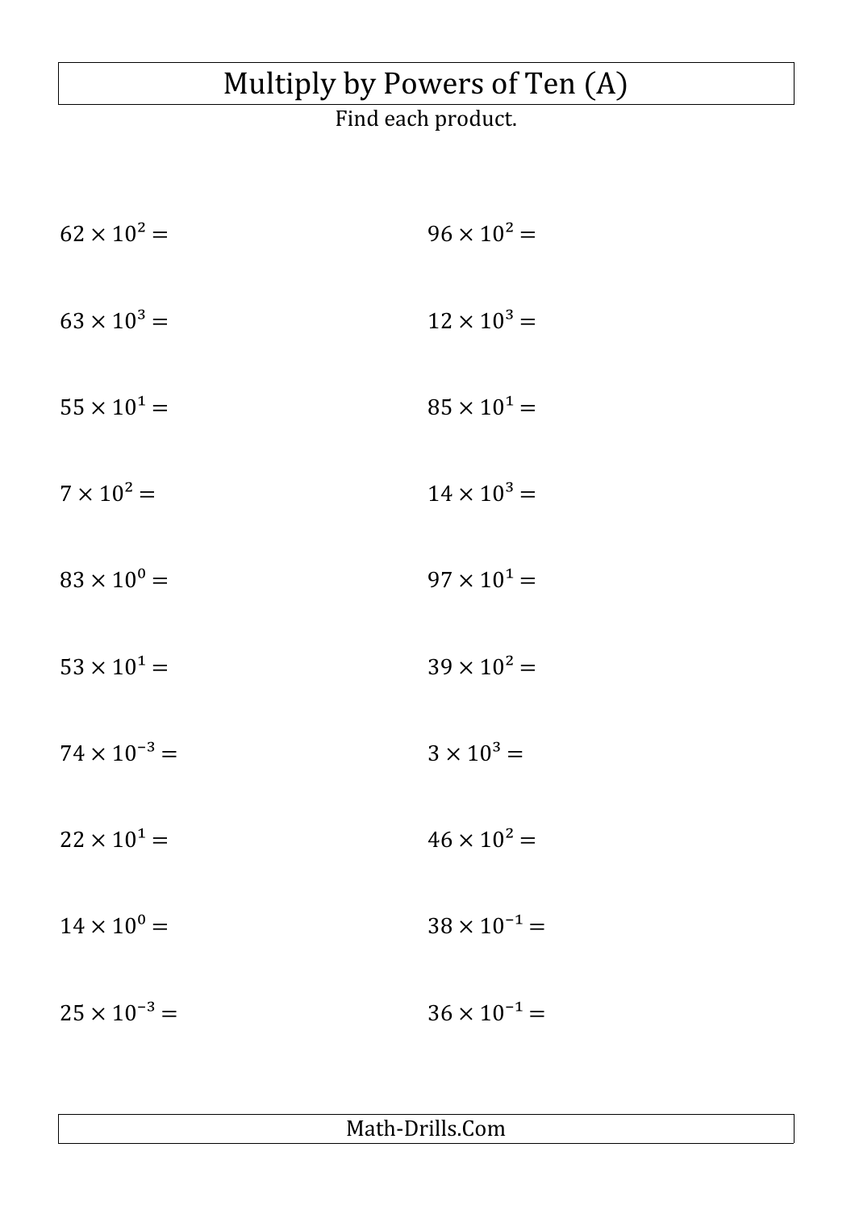# Multiply by Powers of Ten (A)

Find each product.

$62 \times 10^{2} =$

$96 \times 10^{2} =$

$63 \times 10^{3} =$

$12 \times 10^{3} =$

$55 \times 10^{1} =$

$85 \times 10^{1} =$

$7 \times 10^{2} =$

$14 \times 10^{3} =$

$83 \times 10^{0} =$

$97 \times 10^{1} =$

$53 \times 10^{1} =$

$39 \times 10^{2} =$

$74 \times 10^{-3} =$

$3 \times 10^{3} =$

$22 \times 10^{1} =$

$46 \times 10^{2} =$

$14 \times 10^{0} =$

$38 \times 10^{-1} =$

$25 \times 10^{-3} =$

$36 \times 10^{-1} =$

Math-Drills.Com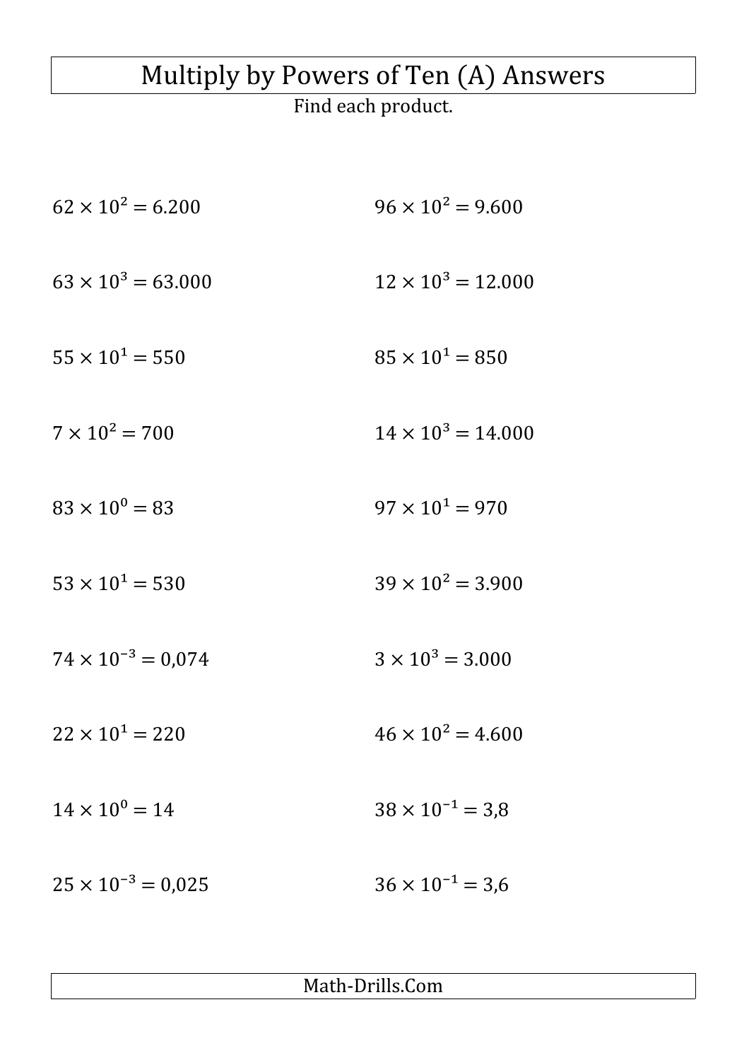# Multiply by Powers of Ten (A) Answers

Find each product.

$62 \times 10^2 = 6.200$

$96 \times 10^2 = 9.600$

$63 \times 10^3 = 63.000$

$12 \times 10^3 = 12.000$

$55 \times 10^1 = 550$

$85 \times 10^1 = 850$

$7 \times 10^2 = 700$

$14 \times 10^3 = 14.000$

$83 \times 10^0 = 83$

$97 \times 10^1 = 970$

$53 \times 10^1 = 530$

$39 \times 10^2 = 3.900$

$74 \times 10^{-3} = 0{,}074$

$3 \times 10^3 = 3.000$

$22 \times 10^1 = 220$

$46 \times 10^2 = 4.600$

$14 \times 10^0 = 14$

$38 \times 10^{-1} = 3{,}8$

$25 \times 10^{-3} = 0{,}025$

$36 \times 10^{-1} = 3{,}6$

Math-Drills.Com